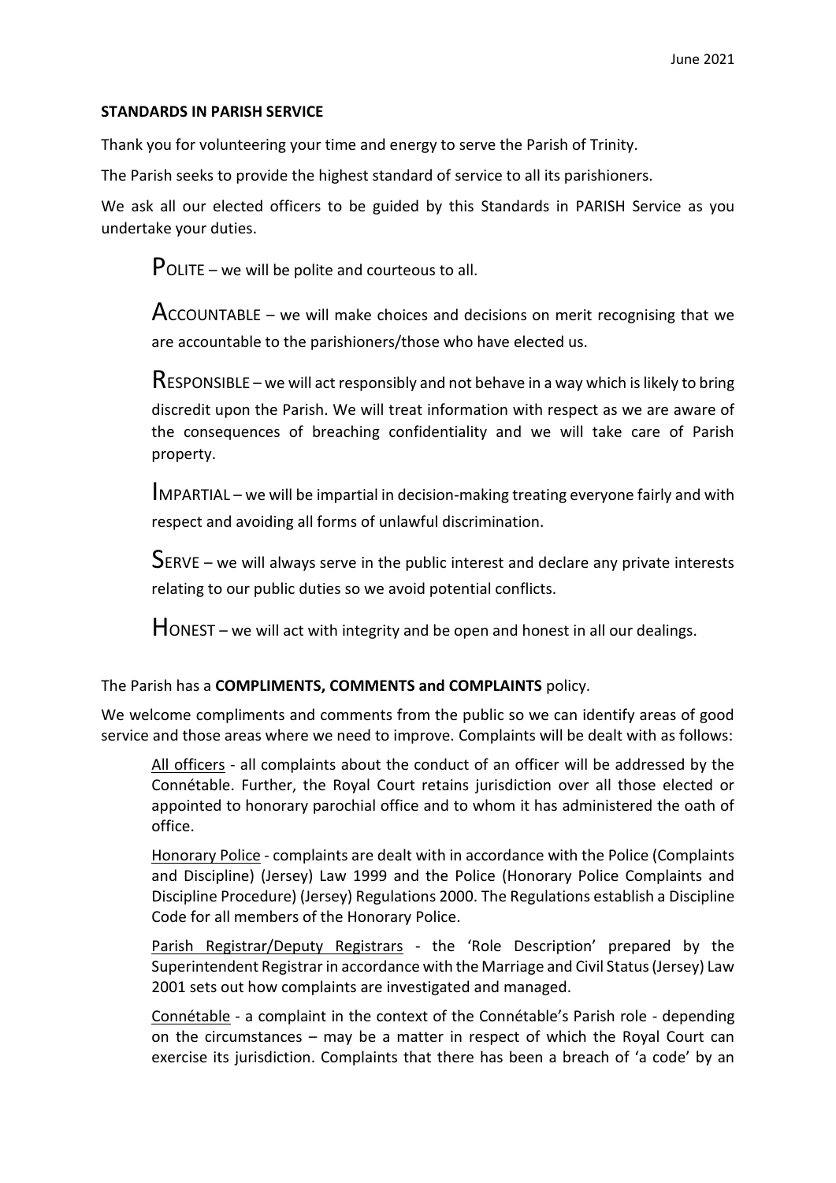June 2021

**STANDARDS IN PARISH SERVICE**

Thank you for volunteering your time and energy to serve the Parish of Trinity.

The Parish seeks to provide the highest standard of service to all its parishioners.

We ask all our elected officers to be guided by this Standards in PARISH Service as you undertake your duties.

POLITE – we will be polite and courteous to all.

ACCOUNTABLE – we will make choices and decisions on merit recognising that we are accountable to the parishioners/those who have elected us.

RESPONSIBLE – we will act responsibly and not behave in a way which is likely to bring discredit upon the Parish. We will treat information with respect as we are aware of the consequences of breaching confidentiality and we will take care of Parish property.

IMPARTIAL – we will be impartial in decision-making treating everyone fairly and with respect and avoiding all forms of unlawful discrimination.

SERVE – we will always serve in the public interest and declare any private interests relating to our public duties so we avoid potential conflicts.

HONEST – we will act with integrity and be open and honest in all our dealings.

The Parish has a **COMPLIMENTS, COMMENTS and COMPLAINTS** policy.

We welcome compliments and comments from the public so we can identify areas of good service and those areas where we need to improve. Complaints will be dealt with as follows:

All officers - all complaints about the conduct of an officer will be addressed by the Connétable. Further, the Royal Court retains jurisdiction over all those elected or appointed to honorary parochial office and to whom it has administered the oath of office.

Honorary Police - complaints are dealt with in accordance with the Police (Complaints and Discipline) (Jersey) Law 1999 and the Police (Honorary Police Complaints and Discipline Procedure) (Jersey) Regulations 2000. The Regulations establish a Discipline Code for all members of the Honorary Police.

Parish Registrar/Deputy Registrars - the 'Role Description' prepared by the Superintendent Registrar in accordance with the Marriage and Civil Status (Jersey) Law 2001 sets out how complaints are investigated and managed.

Connétable - a complaint in the context of the Connétable's Parish role - depending on the circumstances – may be a matter in respect of which the Royal Court can exercise its jurisdiction. Complaints that there has been a breach of 'a code' by an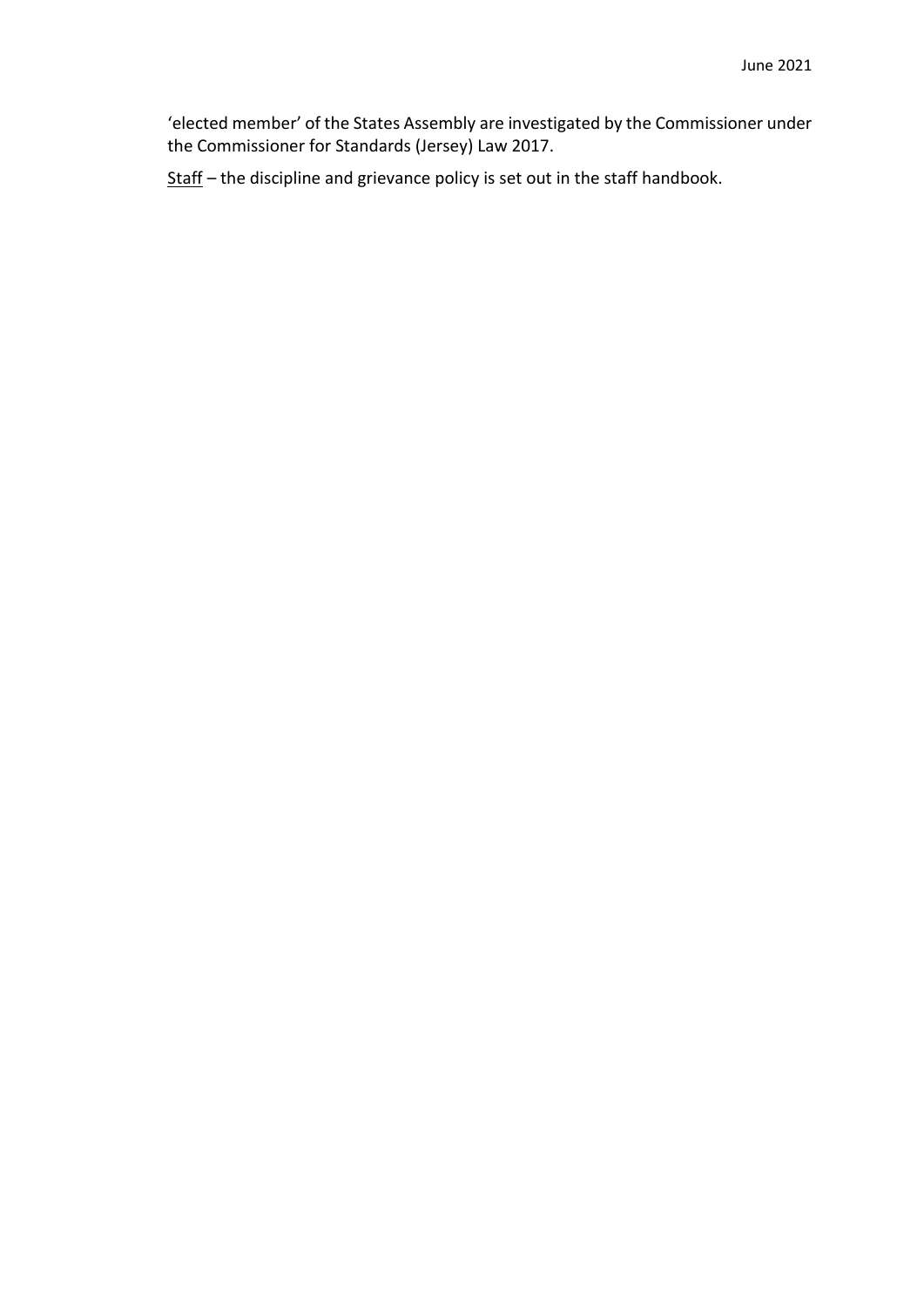'elected member' of the States Assembly are investigated by the Commissioner under the Commissioner for Standards (Jersey) Law 2017.

Staff – the discipline and grievance policy is set out in the staff handbook.